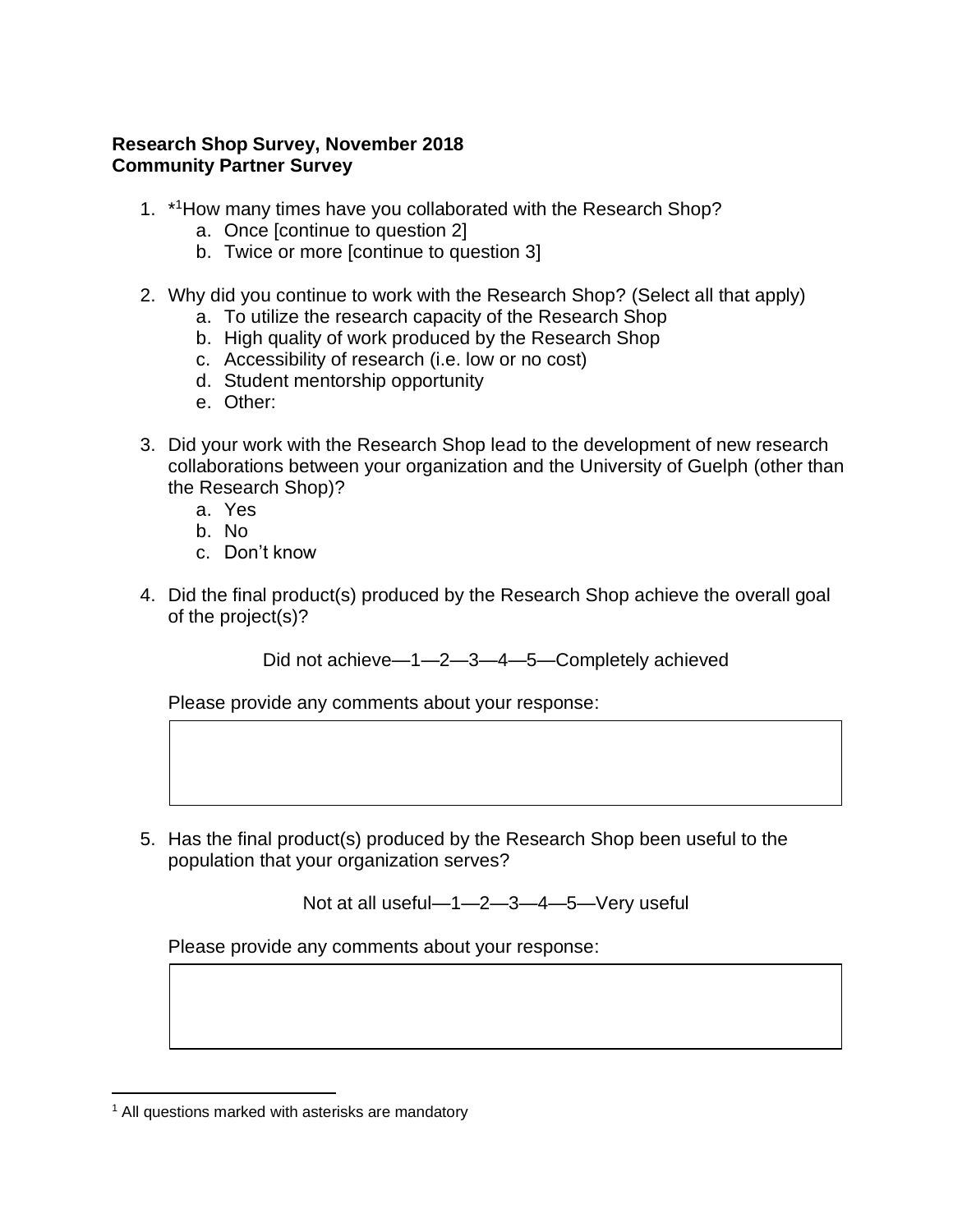**Research Shop Survey, November 2018**
**Community Partner Survey**

1. *[1]How many times have you collaborated with the Research Shop?
   a. Once [continue to question 2]
   b. Twice or more [continue to question 3]

2. Why did you continue to work with the Research Shop? (Select all that apply)
   a. To utilize the research capacity of the Research Shop
   b. High quality of work produced by the Research Shop
   c. Accessibility of research (i.e. low or no cost)
   d. Student mentorship opportunity
   e. Other:

3. Did your work with the Research Shop lead to the development of new research collaborations between your organization and the University of Guelph (other than the Research Shop)?
   a. Yes
   b. No
   c. Don't know

4. Did the final product(s) produced by the Research Shop achieve the overall goal of the project(s)?

   Did not achieve—1—2—3—4—5—Completely achieved

   Please provide any comments about your response:

   | |
   |---|
   | |

5. Has the final product(s) produced by the Research Shop been useful to the population that your organization serves?

   Not at all useful—1—2—3—4—5—Very useful

   Please provide any comments about your response:

   | |
   |---|
   | |

[1] All questions marked with asterisks are mandatory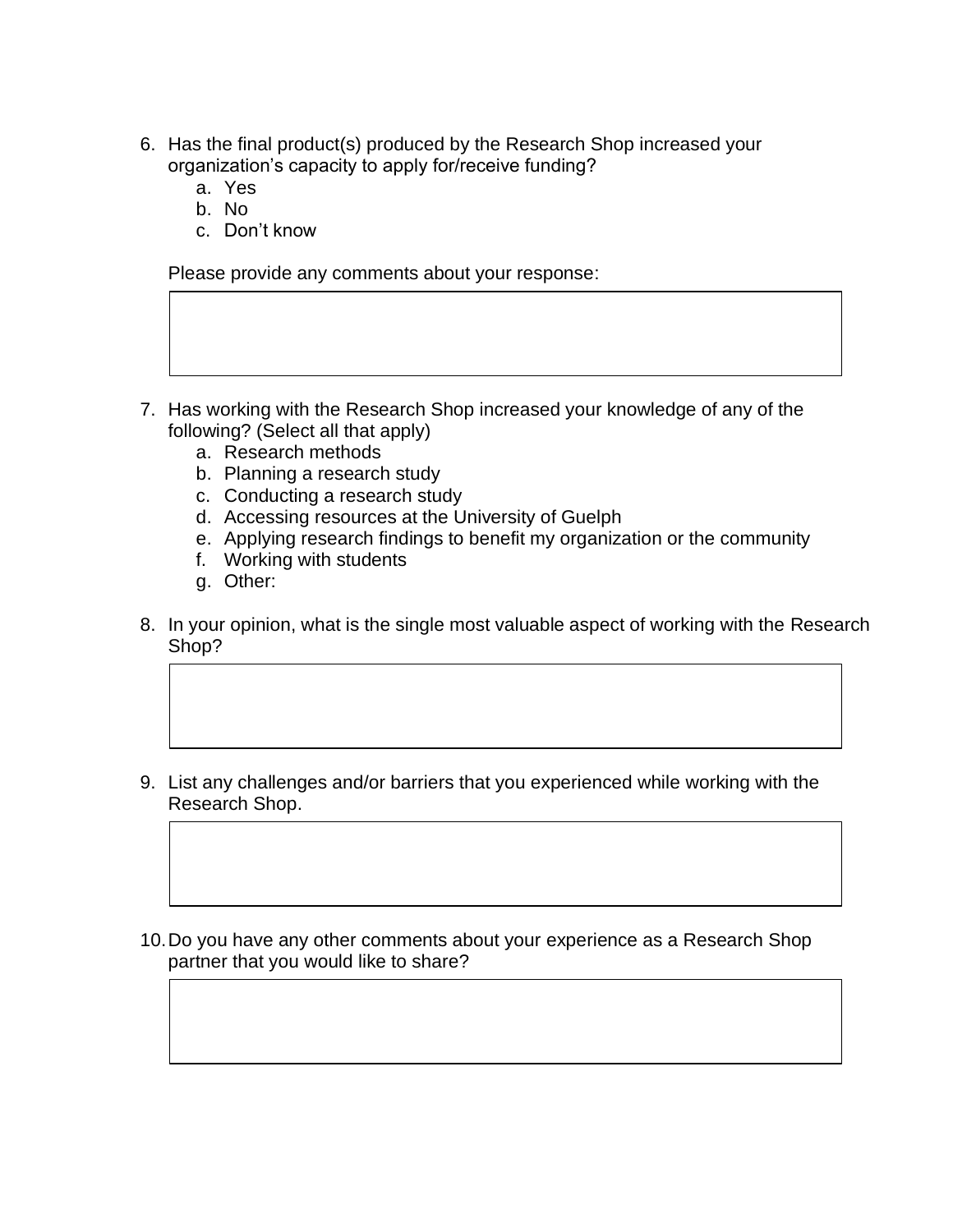6. Has the final product(s) produced by the Research Shop increased your organization's capacity to apply for/receive funding?
   a. Yes
   b. No
   c. Don't know

   Please provide any comments about your response:

7. Has working with the Research Shop increased your knowledge of any of the following? (Select all that apply)
   a. Research methods
   b. Planning a research study
   c. Conducting a research study
   d. Accessing resources at the University of Guelph
   e. Applying research findings to benefit my organization or the community
   f. Working with students
   g. Other:

8. In your opinion, what is the single most valuable aspect of working with the Research Shop?

9. List any challenges and/or barriers that you experienced while working with the Research Shop.

10. Do you have any other comments about your experience as a Research Shop partner that you would like to share?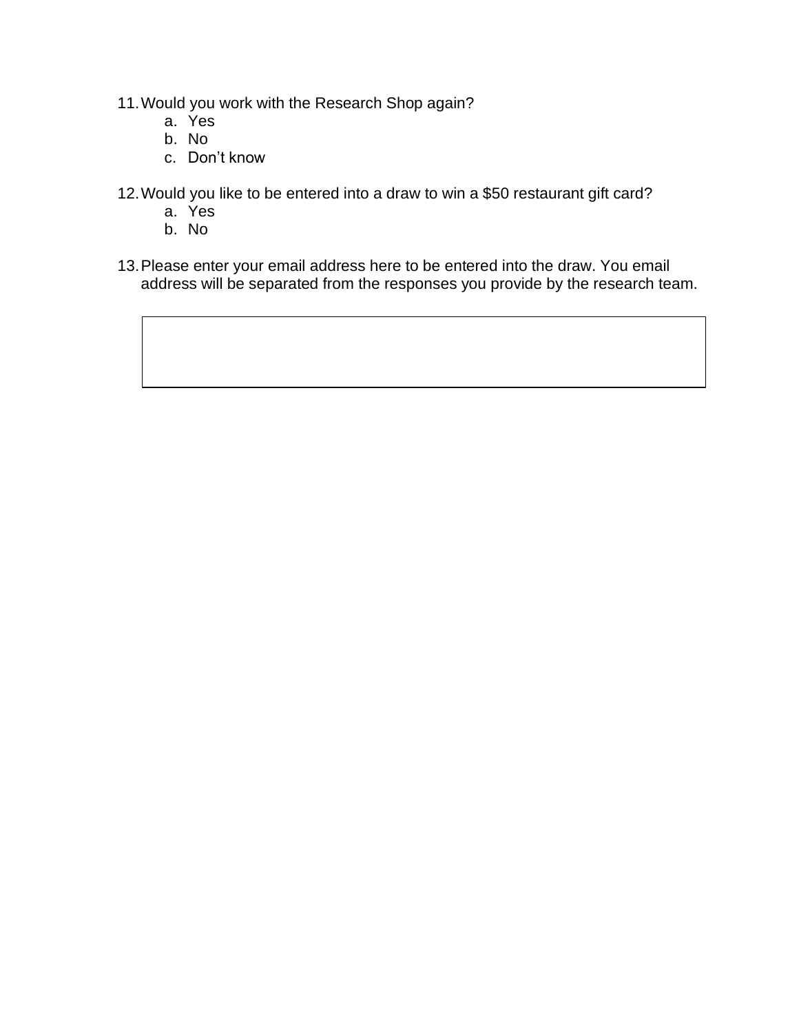11. Would you work with the Research Shop again?
    a. Yes
    b. No
    c. Don’t know

12. Would you like to be entered into a draw to win a $50 restaurant gift card?
    a. Yes
    b. No

13. Please enter your email address here to be entered into the draw. You email address will be separated from the responses you provide by the research team.